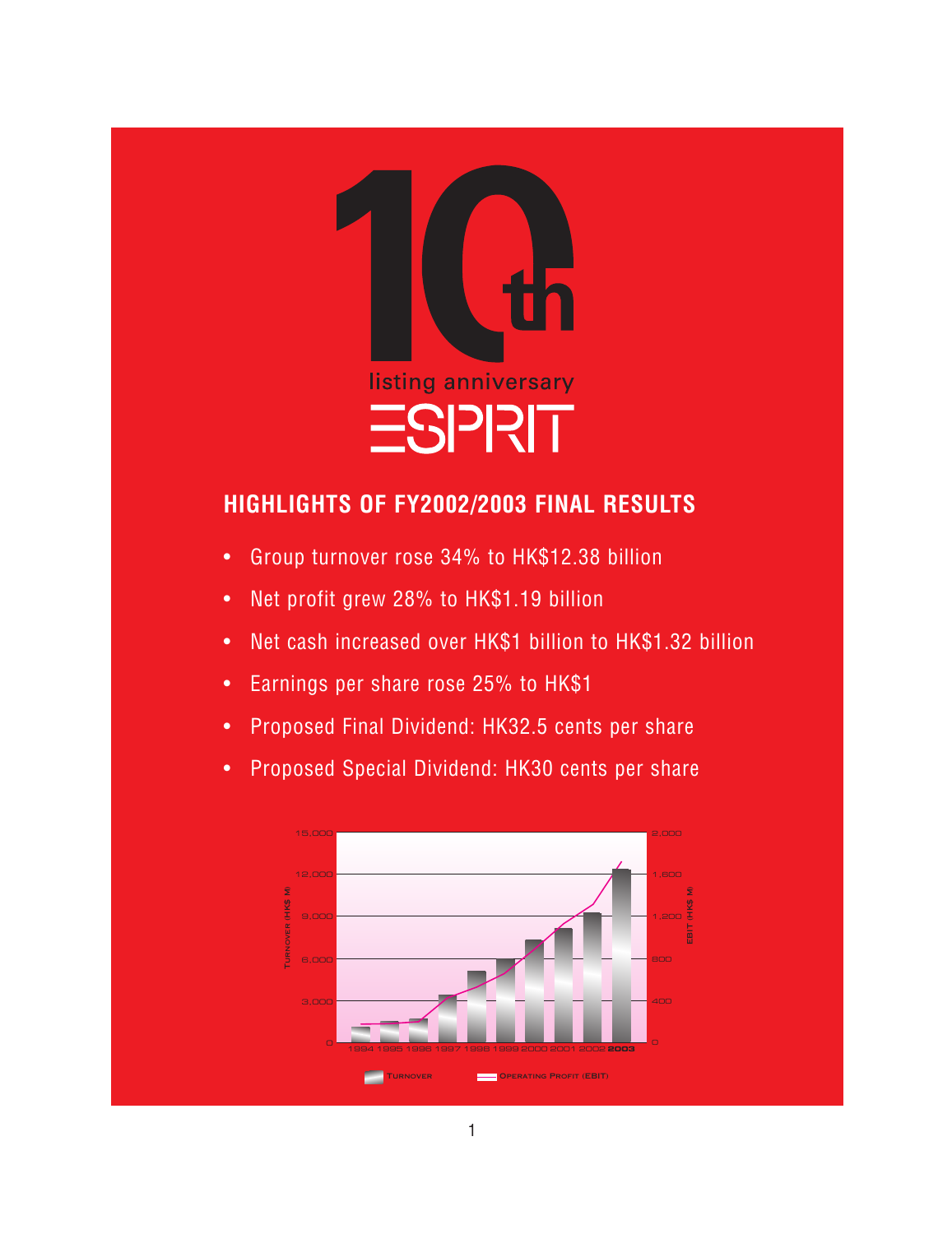10th listing anniversary

ESPRIT

## HIGHLIGHTS OF FY2002/2003 FINAL RESULTS

- Group turnover rose 34% to HK$12.38 billion
- Net profit grew 28% to HK$1.19 billion
- Net cash increased over HK$1 billion to HK$1.32 billion
- Earnings per share rose 25% to HK$1
- Proposed Final Dividend: HK32.5 cents per share
- Proposed Special Dividend: HK30 cents per share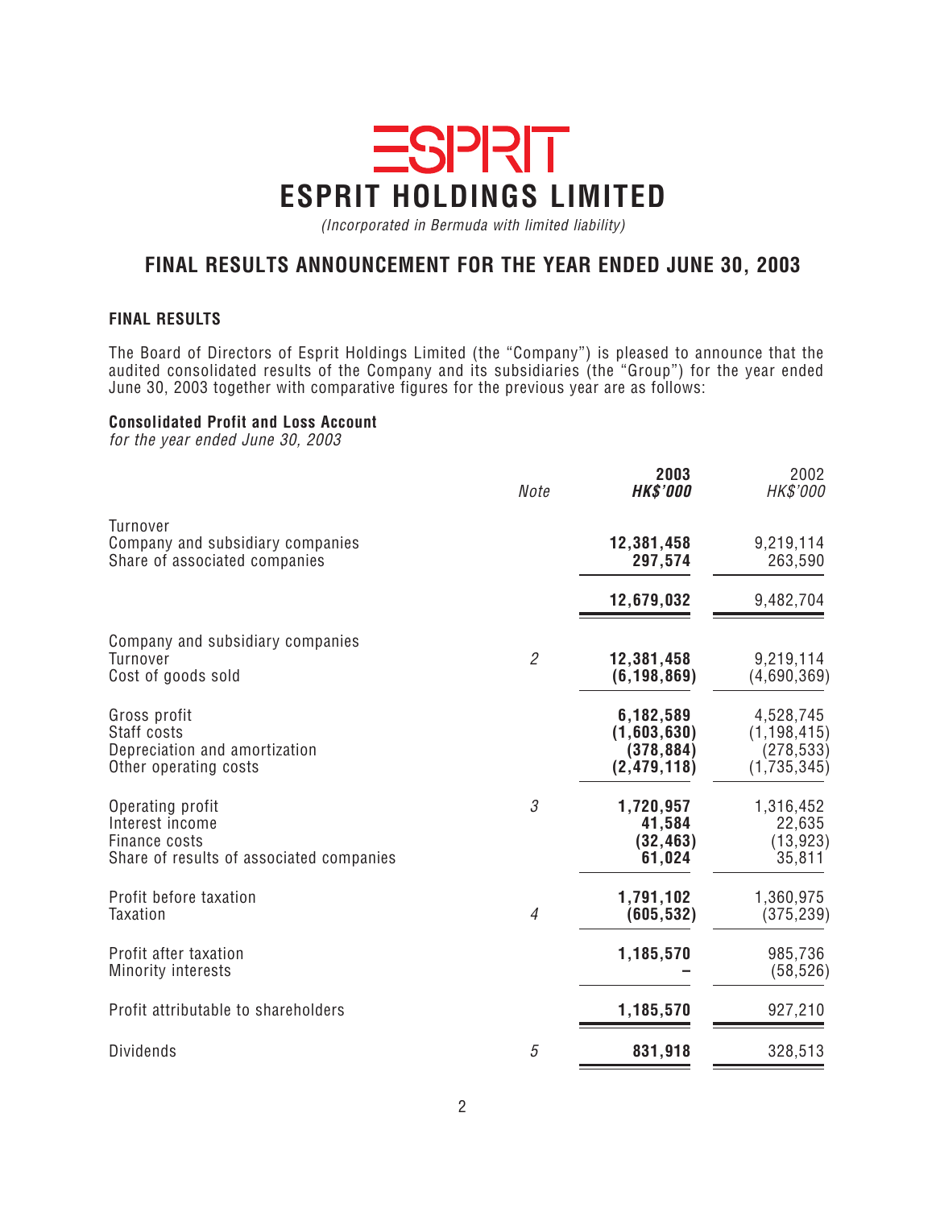# ESPRIT HOLDINGS LIMITED

*(Incorporated in Bermuda with limited liability)*

## FINAL RESULTS ANNOUNCEMENT FOR THE YEAR ENDED JUNE 30, 2003

### FINAL RESULTS

The Board of Directors of Esprit Holdings Limited (the "Company") is pleased to announce that the audited consolidated results of the Company and its subsidiaries (the "Group") for the year ended June 30, 2003 together with comparative figures for the previous year are as follows:

**Consolidated Profit and Loss Account**
*for the year ended June 30, 2003*

| | *Note* | **2003** ***HK$'000*** | 2002 *HK$'000* |
|---|---|---|---|
| Turnover | | | |
| Company and subsidiary companies | | **12,381,458** | 9,219,114 |
| Share of associated companies | | **297,574** | 263,590 |
| | | **12,679,032** | 9,482,704 |
| Company and subsidiary companies | | | |
| Turnover | *2* | **12,381,458** | 9,219,114 |
| Cost of goods sold | | **(6,198,869)** | (4,690,369) |
| Gross profit | | **6,182,589** | 4,528,745 |
| Staff costs | | **(1,603,630)** | (1,198,415) |
| Depreciation and amortization | | **(378,884)** | (278,533) |
| Other operating costs | | **(2,479,118)** | (1,735,345) |
| Operating profit | *3* | **1,720,957** | 1,316,452 |
| Interest income | | **41,584** | 22,635 |
| Finance costs | | **(32,463)** | (13,923) |
| Share of results of associated companies | | **61,024** | 35,811 |
| Profit before taxation | | **1,791,102** | 1,360,975 |
| Taxation | *4* | **(605,532)** | (375,239) |
| Profit after taxation | | **1,185,570** | 985,736 |
| Minority interests | | **–** | (58,526) |
| Profit attributable to shareholders | | **1,185,570** | 927,210 |
| Dividends | *5* | **831,918** | 328,513 |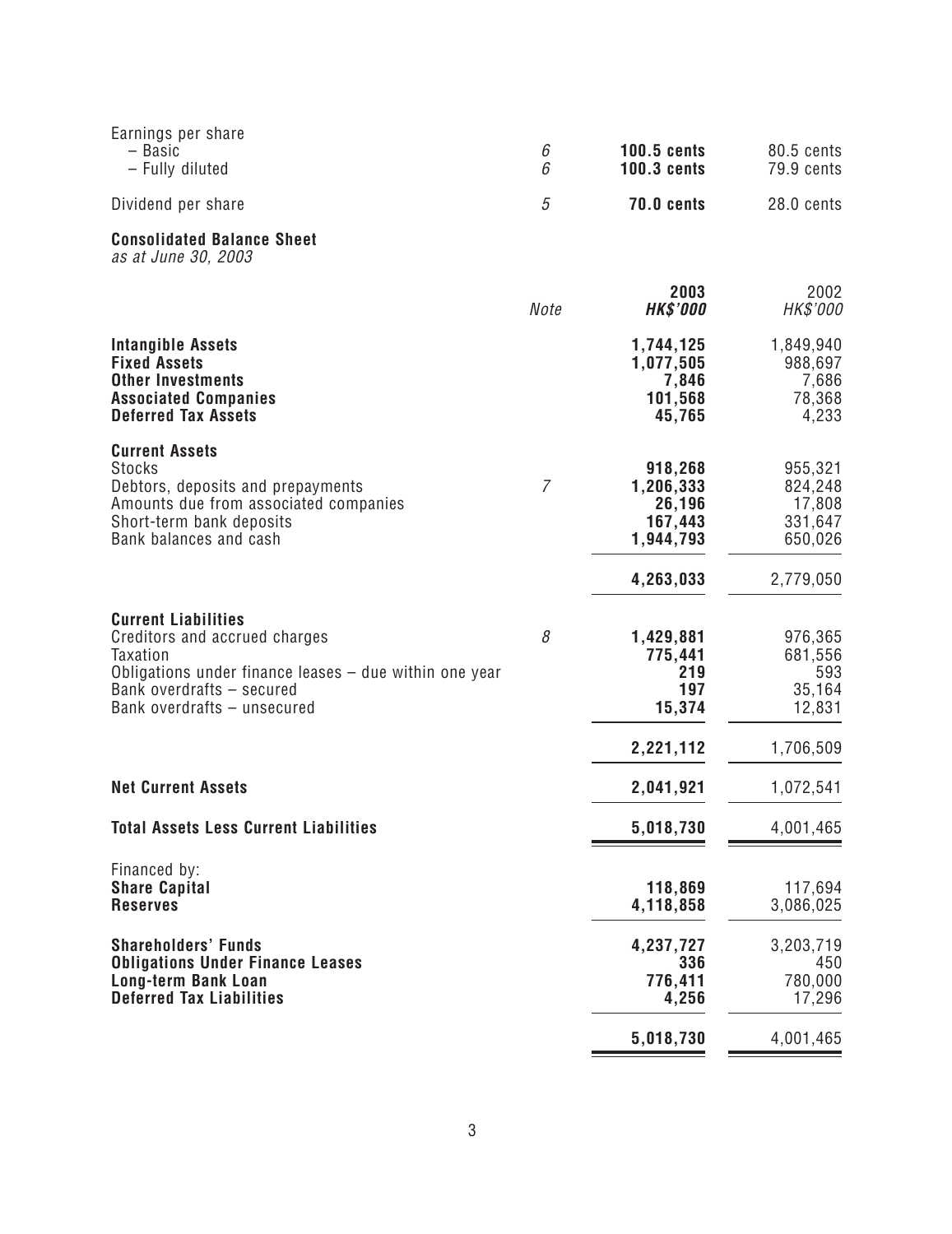| | Note | | |
|---|---|---|---|
| Earnings per share | | | |
| – Basic | 6 | **100.5 cents** | 80.5 cents |
| – Fully diluted | 6 | **100.3 cents** | 79.9 cents |
| Dividend per share | 5 | **70.0 cents** | 28.0 cents |

**Consolidated Balance Sheet**
*as at June 30, 2003*

| | Note | 2003 ***HK$'000*** | 2002 *HK$'000* |
|---|---|---|---|
| **Intangible Assets** | | **1,744,125** | 1,849,940 |
| **Fixed Assets** | | **1,077,505** | 988,697 |
| **Other Investments** | | **7,846** | 7,686 |
| **Associated Companies** | | **101,568** | 78,368 |
| **Deferred Tax Assets** | | **45,765** | 4,233 |
| **Current Assets** | | | |
| Stocks | | **918,268** | 955,321 |
| Debtors, deposits and prepayments | 7 | **1,206,333** | 824,248 |
| Amounts due from associated companies | | **26,196** | 17,808 |
| Short-term bank deposits | | **167,443** | 331,647 |
| Bank balances and cash | | **1,944,793** | 650,026 |
| | | **4,263,033** | 2,779,050 |
| **Current Liabilities** | | | |
| Creditors and accrued charges | 8 | **1,429,881** | 976,365 |
| Taxation | | **775,441** | 681,556 |
| Obligations under finance leases – due within one year | | **219** | 593 |
| Bank overdrafts – secured | | **197** | 35,164 |
| Bank overdrafts – unsecured | | **15,374** | 12,831 |
| | | **2,221,112** | 1,706,509 |
| **Net Current Assets** | | **2,041,921** | 1,072,541 |
| **Total Assets Less Current Liabilities** | | **5,018,730** | 4,001,465 |
| Financed by: | | | |
| **Share Capital** | | **118,869** | 117,694 |
| **Reserves** | | **4,118,858** | 3,086,025 |
| **Shareholders' Funds** | | **4,237,727** | 3,203,719 |
| **Obligations Under Finance Leases** | | **336** | 450 |
| **Long-term Bank Loan** | | **776,411** | 780,000 |
| **Deferred Tax Liabilities** | | **4,256** | 17,296 |
| | | **5,018,730** | 4,001,465 |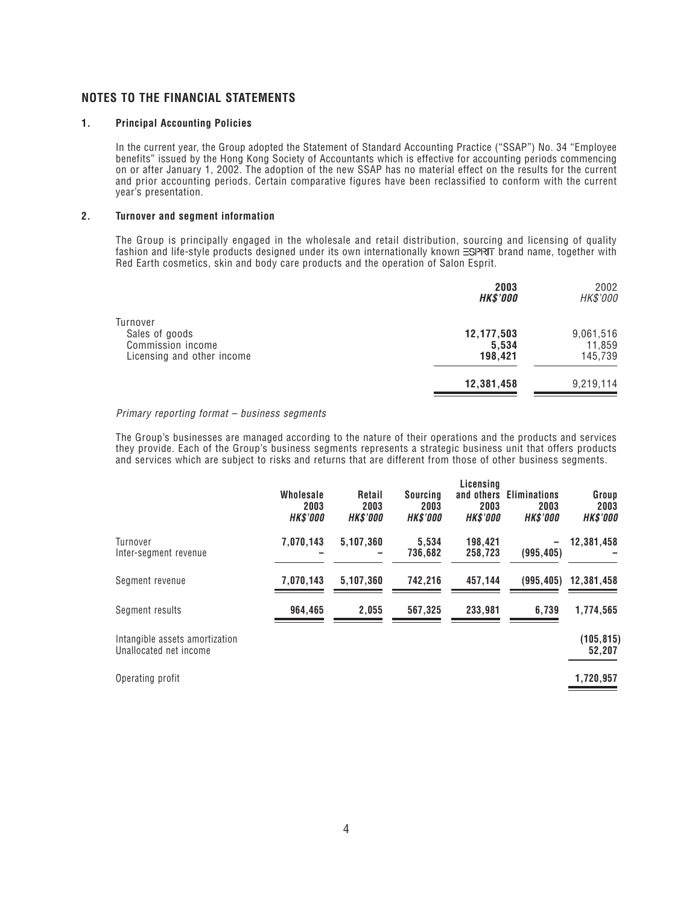## NOTES TO THE FINANCIAL STATEMENTS

### 1. Principal Accounting Policies

In the current year, the Group adopted the Statement of Standard Accounting Practice ("SSAP") No. 34 "Employee benefits" issued by the Hong Kong Society of Accountants which is effective for accounting periods commencing on or after January 1, 2002. The adoption of the new SSAP has no material effect on the results for the current and prior accounting periods. Certain comparative figures have been reclassified to conform with the current year's presentation.

### 2. Turnover and segment information

The Group is principally engaged in the wholesale and retail distribution, sourcing and licensing of quality fashion and life-style products designed under its own internationally known ESPRIT brand name, together with Red Earth cosmetics, skin and body care products and the operation of Salon Esprit.

| | **2003** | 2002 |
|---|---|---|
| | ***HK$'000*** | *HK$'000* |
| Turnover | | |
| Sales of goods | **12,177,503** | 9,061,516 |
| Commission income | **5,534** | 11,859 |
| Licensing and other income | **198,421** | 145,739 |
| | **12,381,458** | 9,219,114 |

*Primary reporting format – business segments*

The Group's businesses are managed according to the nature of their operations and the products and services they provide. Each of the Group's business segments represents a strategic business unit that offers products and services which are subject to risks and returns that are different from those of other business segments.

| | **Wholesale 2003** | **Retail 2003** | **Sourcing 2003** | **Licensing and others 2003** | **Eliminations 2003** | **Group 2003** |
|---|---|---|---|---|---|---|
| | ***HK$'000*** | ***HK$'000*** | ***HK$'000*** | ***HK$'000*** | ***HK$'000*** | ***HK$'000*** |
| Turnover | **7,070,143** | **5,107,360** | **5,534** | **198,421** | **–** | **12,381,458** |
| Inter-segment revenue | **–** | **–** | **736,682** | **258,723** | **(995,405)** | **–** |
| Segment revenue | **7,070,143** | **5,107,360** | **742,216** | **457,144** | **(995,405)** | **12,381,458** |
| Segment results | **964,465** | **2,055** | **567,325** | **233,981** | **6,739** | **1,774,565** |
| Intangible assets amortization | | | | | | **(105,815)** |
| Unallocated net income | | | | | | **52,207** |
| Operating profit | | | | | | **1,720,957** |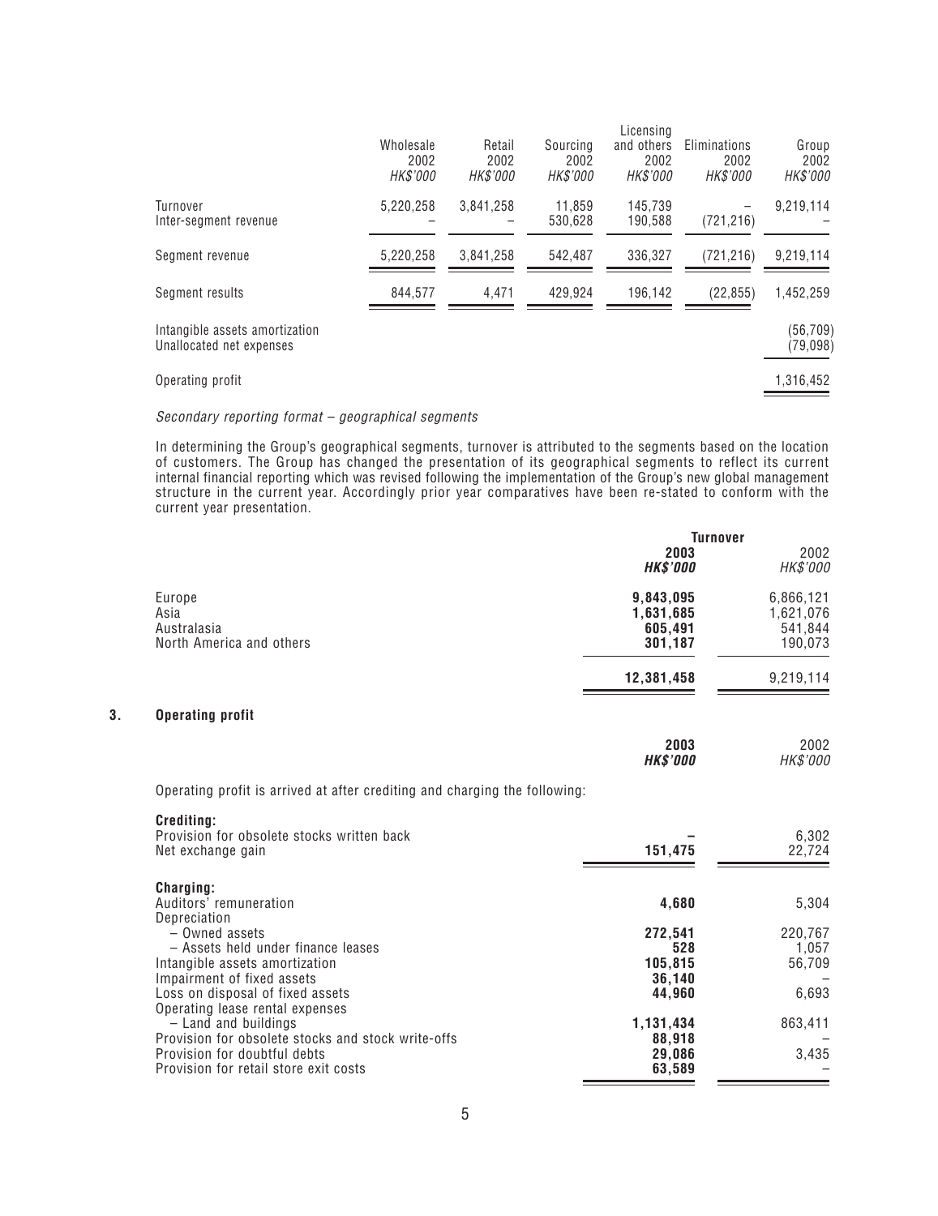| | Wholesale 2002 *HK$'000* | Retail 2002 *HK$'000* | Sourcing 2002 *HK$'000* | Licensing and others 2002 *HK$'000* | Eliminations 2002 *HK$'000* | Group 2002 *HK$'000* |
|---|---|---|---|---|---|---|
| Turnover | 5,220,258 | 3,841,258 | 11,859 | 145,739 | – | 9,219,114 |
| Inter-segment revenue | – | – | 530,628 | 190,588 | (721,216) | – |
| Segment revenue | 5,220,258 | 3,841,258 | 542,487 | 336,327 | (721,216) | 9,219,114 |
| Segment results | 844,577 | 4,471 | 429,924 | 196,142 | (22,855) | 1,452,259 |
| Intangible assets amortization | | | | | | (56,709) |
| Unallocated net expenses | | | | | | (79,098) |
| Operating profit | | | | | | 1,316,452 |

*Secondary reporting format – geographical segments*

In determining the Group's geographical segments, turnover is attributed to the segments based on the location of customers. The Group has changed the presentation of its geographical segments to reflect its current internal financial reporting which was revised following the implementation of the Group's new global management structure in the current year. Accordingly prior year comparatives have been re-stated to conform with the current year presentation.

| | Turnover | |
|---|---|---|
| | **2003** ***HK$'000*** | 2002 *HK$'000* |
| Europe | **9,843,095** | 6,866,121 |
| Asia | **1,631,685** | 1,621,076 |
| Australasia | **605,491** | 541,844 |
| North America and others | **301,187** | 190,073 |
| | **12,381,458** | 9,219,114 |

## 3. Operating profit

| | **2003** ***HK$'000*** | 2002 *HK$'000* |
|---|---|---|
| Operating profit is arrived at after crediting and charging the following: | | |
| **Crediting:** | | |
| Provision for obsolete stocks written back | **–** | 6,302 |
| Net exchange gain | **151,475** | 22,724 |
| **Charging:** | | |
| Auditors' remuneration | **4,680** | 5,304 |
| Depreciation | | |
| – Owned assets | **272,541** | 220,767 |
| – Assets held under finance leases | **528** | 1,057 |
| Intangible assets amortization | **105,815** | 56,709 |
| Impairment of fixed assets | **36,140** | – |
| Loss on disposal of fixed assets | **44,960** | 6,693 |
| Operating lease rental expenses | | |
| – Land and buildings | **1,131,434** | 863,411 |
| Provision for obsolete stocks and stock write-offs | **88,918** | – |
| Provision for doubtful debts | **29,086** | 3,435 |
| Provision for retail store exit costs | **63,589** | – |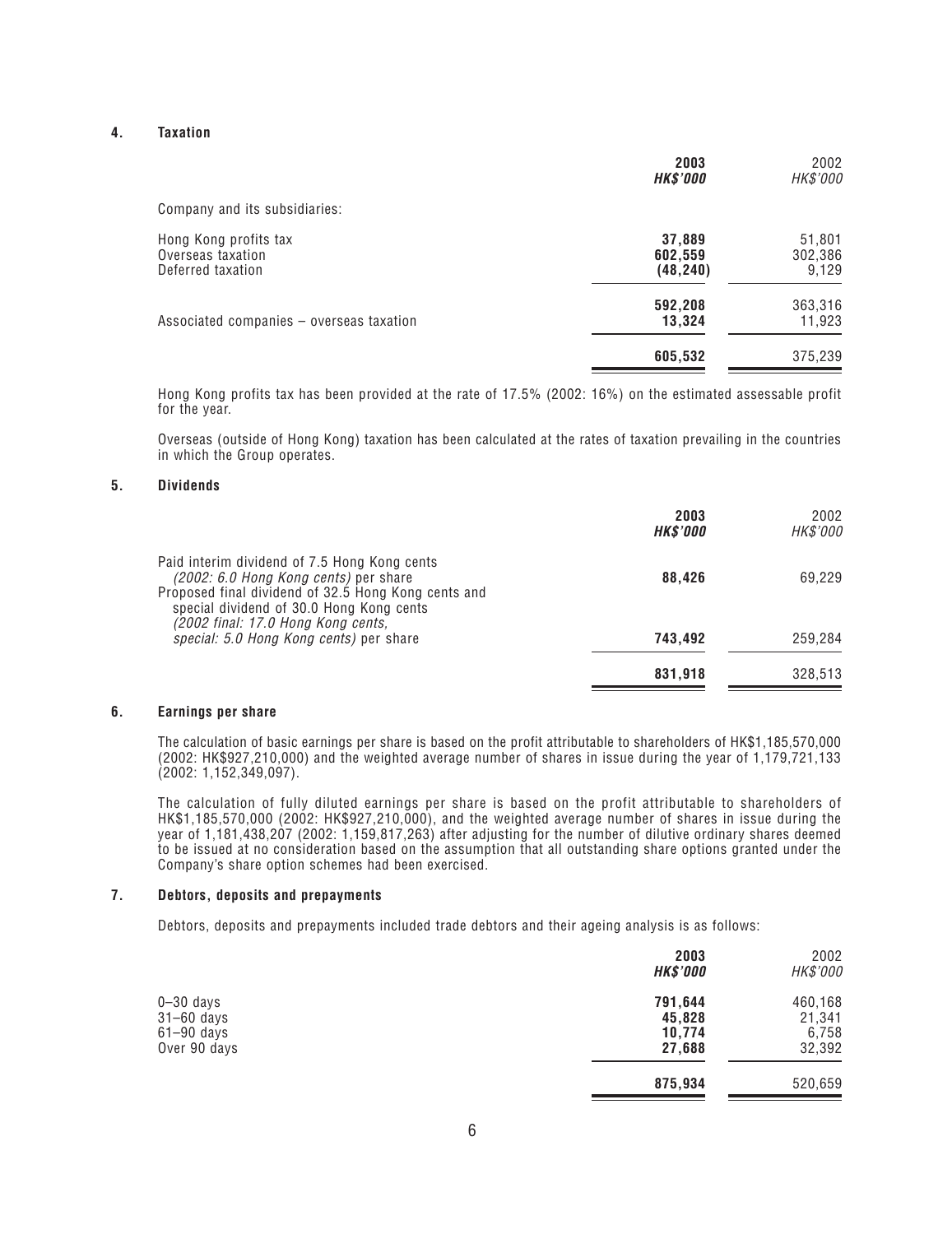## 4. Taxation

| | **2003** **HK$'000** | 2002 HK$'000 |
|---|---|---|
| Company and its subsidiaries: | | |
| Hong Kong profits tax | **37,889** | 51,801 |
| Overseas taxation | **602,559** | 302,386 |
| Deferred taxation | **(48,240)** | 9,129 |
| | **592,208** | 363,316 |
| Associated companies – overseas taxation | **13,324** | 11,923 |
| | **605,532** | 375,239 |

Hong Kong profits tax has been provided at the rate of 17.5% (2002: 16%) on the estimated assessable profit for the year.

Overseas (outside of Hong Kong) taxation has been calculated at the rates of taxation prevailing in the countries in which the Group operates.

## 5. Dividends

| | **2003** **HK$'000** | 2002 HK$'000 |
|---|---|---|
| Paid interim dividend of 7.5 Hong Kong cents *(2002: 6.0 Hong Kong cents)* per share | **88,426** | 69,229 |
| Proposed final dividend of 32.5 Hong Kong cents and special dividend of 30.0 Hong Kong cents *(2002 final: 17.0 Hong Kong cents, special: 5.0 Hong Kong cents)* per share | **743,492** | 259,284 |
| | **831,918** | 328,513 |

## 6. Earnings per share

The calculation of basic earnings per share is based on the profit attributable to shareholders of HK$1,185,570,000 (2002: HK$927,210,000) and the weighted average number of shares in issue during the year of 1,179,721,133 (2002: 1,152,349,097).

The calculation of fully diluted earnings per share is based on the profit attributable to shareholders of HK$1,185,570,000 (2002: HK$927,210,000), and the weighted average number of shares in issue during the year of 1,181,438,207 (2002: 1,159,817,263) after adjusting for the number of dilutive ordinary shares deemed to be issued at no consideration based on the assumption that all outstanding share options granted under the Company's share option schemes had been exercised.

## 7. Debtors, deposits and prepayments

Debtors, deposits and prepayments included trade debtors and their ageing analysis is as follows:

| | **2003** **HK$'000** | 2002 HK$'000 |
|---|---|---|
| 0–30 days | **791,644** | 460,168 |
| 31–60 days | **45,828** | 21,341 |
| 61–90 days | **10,774** | 6,758 |
| Over 90 days | **27,688** | 32,392 |
| | **875,934** | 520,659 |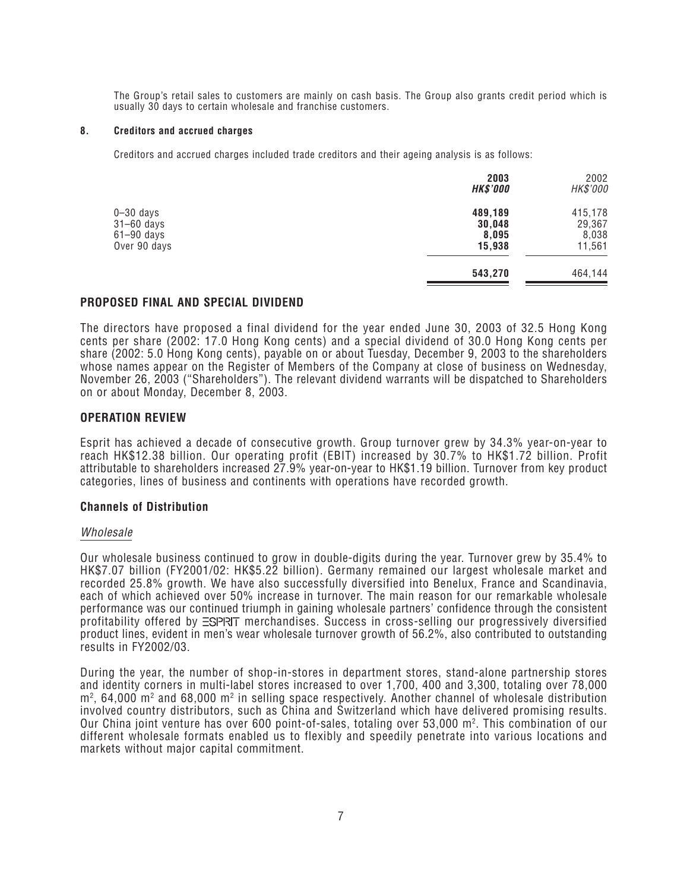The Group's retail sales to customers are mainly on cash basis. The Group also grants credit period which is usually 30 days to certain wholesale and franchise customers.

**8. Creditors and accrued charges**

Creditors and accrued charges included trade creditors and their ageing analysis is as follows:

| | **2003** | 2002 |
|---|---|---|
| | ***HK$'000*** | *HK$'000* |
| 0–30 days | **489,189** | 415,178 |
| 31–60 days | **30,048** | 29,367 |
| 61–90 days | **8,095** | 8,038 |
| Over 90 days | **15,938** | 11,561 |
| | **543,270** | 464,144 |

## PROPOSED FINAL AND SPECIAL DIVIDEND

The directors have proposed a final dividend for the year ended June 30, 2003 of 32.5 Hong Kong cents per share (2002: 17.0 Hong Kong cents) and a special dividend of 30.0 Hong Kong cents per share (2002: 5.0 Hong Kong cents), payable on or about Tuesday, December 9, 2003 to the shareholders whose names appear on the Register of Members of the Company at close of business on Wednesday, November 26, 2003 ("Shareholders"). The relevant dividend warrants will be dispatched to Shareholders on or about Monday, December 8, 2003.

## OPERATION REVIEW

Esprit has achieved a decade of consecutive growth. Group turnover grew by 34.3% year-on-year to reach HK$12.38 billion. Our operating profit (EBIT) increased by 30.7% to HK$1.72 billion. Profit attributable to shareholders increased 27.9% year-on-year to HK$1.19 billion. Turnover from key product categories, lines of business and continents with operations have recorded growth.

### Channels of Distribution

*Wholesale*

Our wholesale business continued to grow in double-digits during the year. Turnover grew by 35.4% to HK$7.07 billion (FY2001/02: HK$5.22 billion). Germany remained our largest wholesale market and recorded 25.8% growth. We have also successfully diversified into Benelux, France and Scandinavia, each of which achieved over 50% increase in turnover. The main reason for our remarkable wholesale performance was our continued triumph in gaining wholesale partners' confidence through the consistent profitability offered by ESPRIT merchandises. Success in cross-selling our progressively diversified product lines, evident in men's wear wholesale turnover growth of 56.2%, also contributed to outstanding results in FY2002/03.

During the year, the number of shop-in-stores in department stores, stand-alone partnership stores and identity corners in multi-label stores increased to over 1,700, 400 and 3,300, totaling over 78,000 $m^2$, 64,000 $m^2$ and 68,000 $m^2$ in selling space respectively. Another channel of wholesale distribution involved country distributors, such as China and Switzerland which have delivered promising results. Our China joint venture has over 600 point-of-sales, totaling over 53,000 $m^2$. This combination of our different wholesale formats enabled us to flexibly and speedily penetrate into various locations and markets without major capital commitment.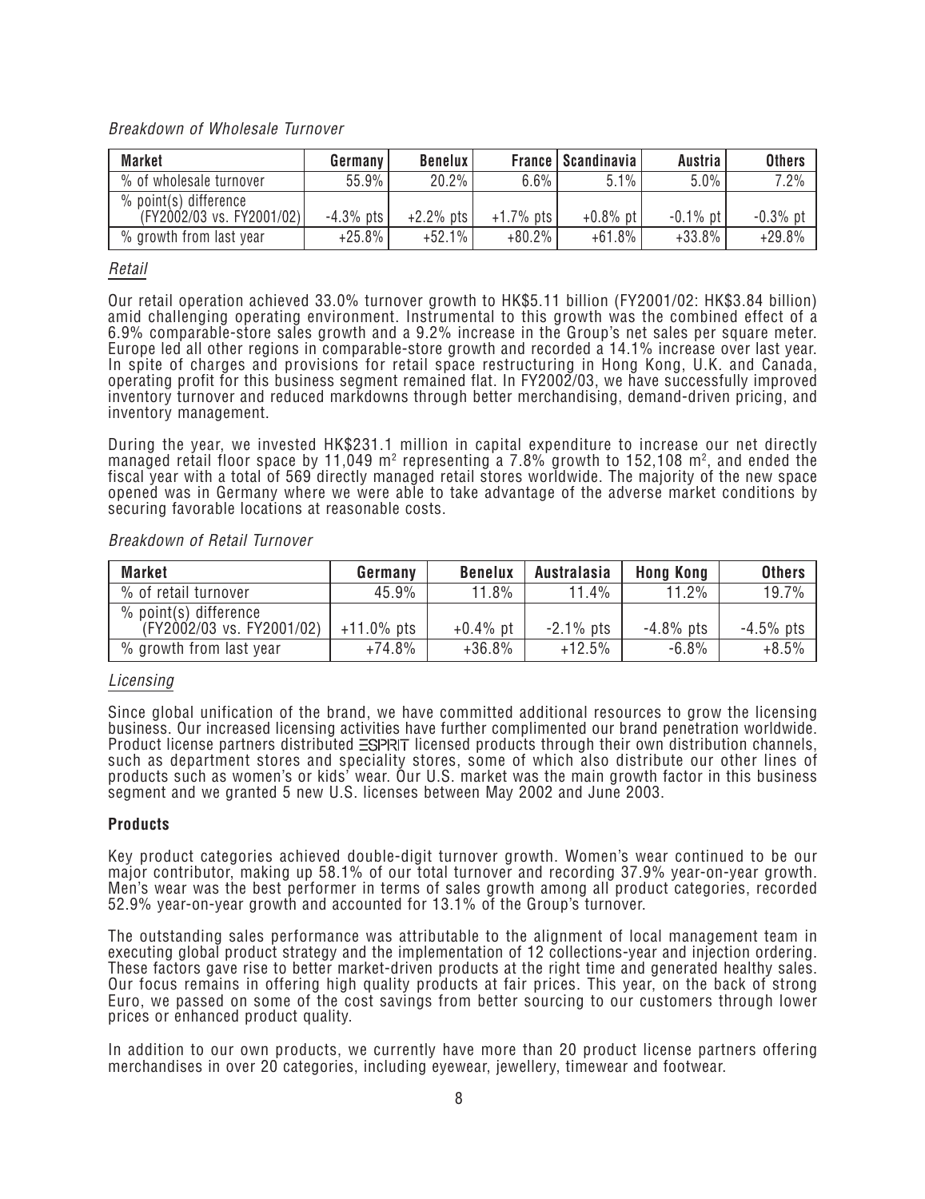*Breakdown of Wholesale Turnover*

| Market | Germany | Benelux | France | Scandinavia | Austria | Others |
|---|---|---|---|---|---|---|
| % of wholesale turnover | 55.9% | 20.2% | 6.6% | 5.1% | 5.0% | 7.2% |
| % point(s) difference (FY2002/03 vs. FY2001/02) | -4.3% pts | +2.2% pts | +1.7% pts | +0.8% pt | -0.1% pt | -0.3% pt |
| % growth from last year | +25.8% | +52.1% | +80.2% | +61.8% | +33.8% | +29.8% |

*Retail*

Our retail operation achieved 33.0% turnover growth to HK$5.11 billion (FY2001/02: HK$3.84 billion) amid challenging operating environment. Instrumental to this growth was the combined effect of a 6.9% comparable-store sales growth and a 9.2% increase in the Group's net sales per square meter. Europe led all other regions in comparable-store growth and recorded a 14.1% increase over last year. In spite of charges and provisions for retail space restructuring in Hong Kong, U.K. and Canada, operating profit for this business segment remained flat. In FY2002/03, we have successfully improved inventory turnover and reduced markdowns through better merchandising, demand-driven pricing, and inventory management.

During the year, we invested HK$231.1 million in capital expenditure to increase our net directly managed retail floor space by 11,049 $m^2$ representing a 7.8% growth to 152,108 $m^2$, and ended the fiscal year with a total of 569 directly managed retail stores worldwide. The majority of the new space opened was in Germany where we were able to take advantage of the adverse market conditions by securing favorable locations at reasonable costs.

*Breakdown of Retail Turnover*

| Market | Germany | Benelux | Australasia | Hong Kong | Others |
|---|---|---|---|---|---|
| % of retail turnover | 45.9% | 11.8% | 11.4% | 11.2% | 19.7% |
| % point(s) difference (FY2002/03 vs. FY2001/02) | +11.0% pts | +0.4% pt | -2.1% pts | -4.8% pts | -4.5% pts |
| % growth from last year | +74.8% | +36.8% | +12.5% | -6.8% | +8.5% |

*Licensing*

Since global unification of the brand, we have committed additional resources to grow the licensing business. Our increased licensing activities have further complimented our brand penetration worldwide. Product license partners distributed ESPRIT licensed products through their own distribution channels, such as department stores and speciality stores, some of which also distribute our other lines of products such as women's or kids' wear. Our U.S. market was the main growth factor in this business segment and we granted 5 new U.S. licenses between May 2002 and June 2003.

**Products**

Key product categories achieved double-digit turnover growth. Women's wear continued to be our major contributor, making up 58.1% of our total turnover and recording 37.9% year-on-year growth. Men's wear was the best performer in terms of sales growth among all product categories, recorded 52.9% year-on-year growth and accounted for 13.1% of the Group's turnover.

The outstanding sales performance was attributable to the alignment of local management team in executing global product strategy and the implementation of 12 collections-year and injection ordering. These factors gave rise to better market-driven products at the right time and generated healthy sales. Our focus remains in offering high quality products at fair prices. This year, on the back of strong Euro, we passed on some of the cost savings from better sourcing to our customers through lower prices or enhanced product quality.

In addition to our own products, we currently have more than 20 product license partners offering merchandises in over 20 categories, including eyewear, jewellery, timewear and footwear.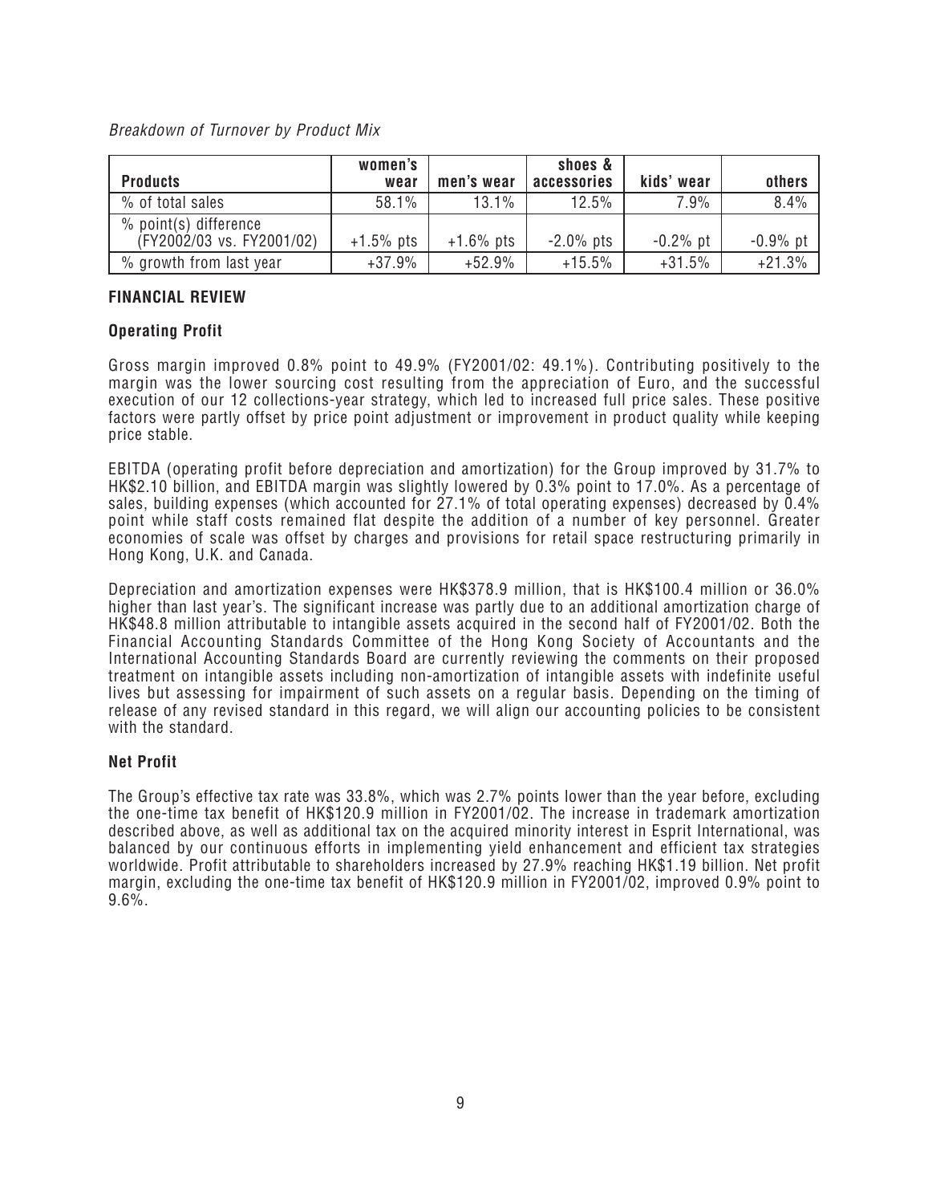*Breakdown of Turnover by Product Mix*

| Products | women's wear | men's wear | shoes & accessories | kids' wear | others |
|---|---|---|---|---|---|
| % of total sales | 58.1% | 13.1% | 12.5% | 7.9% | 8.4% |
| % point(s) difference (FY2002/03 vs. FY2001/02) | +1.5% pts | +1.6% pts | -2.0% pts | -0.2% pt | -0.9% pt |
| % growth from last year | +37.9% | +52.9% | +15.5% | +31.5% | +21.3% |

## FINANCIAL REVIEW

### Operating Profit

Gross margin improved 0.8% point to 49.9% (FY2001/02: 49.1%). Contributing positively to the margin was the lower sourcing cost resulting from the appreciation of Euro, and the successful execution of our 12 collections-year strategy, which led to increased full price sales. These positive factors were partly offset by price point adjustment or improvement in product quality while keeping price stable.

EBITDA (operating profit before depreciation and amortization) for the Group improved by 31.7% to HK$2.10 billion, and EBITDA margin was slightly lowered by 0.3% point to 17.0%. As a percentage of sales, building expenses (which accounted for 27.1% of total operating expenses) decreased by 0.4% point while staff costs remained flat despite the addition of a number of key personnel. Greater economies of scale was offset by charges and provisions for retail space restructuring primarily in Hong Kong, U.K. and Canada.

Depreciation and amortization expenses were HK$378.9 million, that is HK$100.4 million or 36.0% higher than last year's. The significant increase was partly due to an additional amortization charge of HK$48.8 million attributable to intangible assets acquired in the second half of FY2001/02. Both the Financial Accounting Standards Committee of the Hong Kong Society of Accountants and the International Accounting Standards Board are currently reviewing the comments on their proposed treatment on intangible assets including non-amortization of intangible assets with indefinite useful lives but assessing for impairment of such assets on a regular basis. Depending on the timing of release of any revised standard in this regard, we will align our accounting policies to be consistent with the standard.

### Net Profit

The Group's effective tax rate was 33.8%, which was 2.7% points lower than the year before, excluding the one-time tax benefit of HK$120.9 million in FY2001/02. The increase in trademark amortization described above, as well as additional tax on the acquired minority interest in Esprit International, was balanced by our continuous efforts in implementing yield enhancement and efficient tax strategies worldwide. Profit attributable to shareholders increased by 27.9% reaching HK$1.19 billion. Net profit margin, excluding the one-time tax benefit of HK$120.9 million in FY2001/02, improved 0.9% point to 9.6%.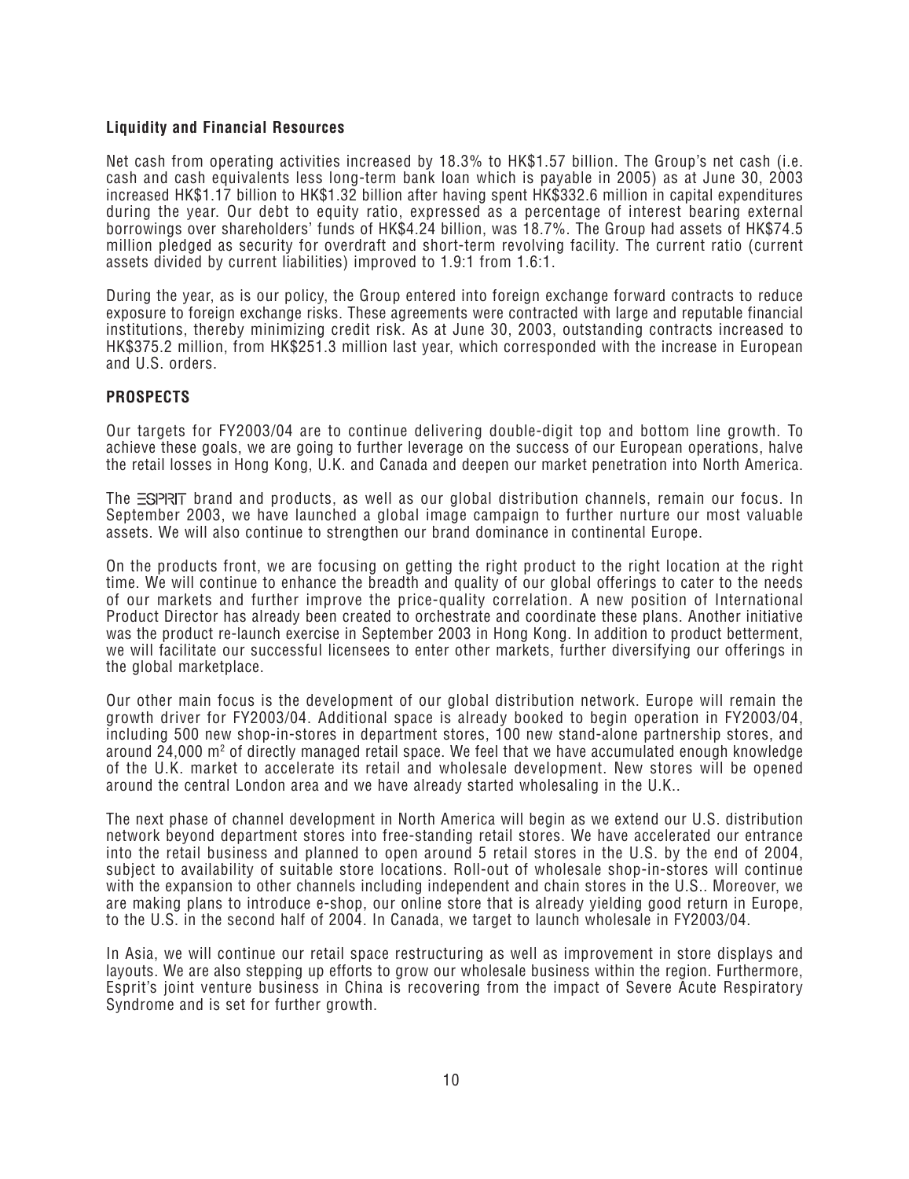**Liquidity and Financial Resources**

Net cash from operating activities increased by 18.3% to HK$1.57 billion. The Group's net cash (i.e. cash and cash equivalents less long-term bank loan which is payable in 2005) as at June 30, 2003 increased HK$1.17 billion to HK$1.32 billion after having spent HK$332.6 million in capital expenditures during the year. Our debt to equity ratio, expressed as a percentage of interest bearing external borrowings over shareholders' funds of HK$4.24 billion, was 18.7%. The Group had assets of HK$74.5 million pledged as security for overdraft and short-term revolving facility. The current ratio (current assets divided by current liabilities) improved to 1.9:1 from 1.6:1.

During the year, as is our policy, the Group entered into foreign exchange forward contracts to reduce exposure to foreign exchange risks. These agreements were contracted with large and reputable financial institutions, thereby minimizing credit risk. As at June 30, 2003, outstanding contracts increased to HK$375.2 million, from HK$251.3 million last year, which corresponded with the increase in European and U.S. orders.

## PROSPECTS

Our targets for FY2003/04 are to continue delivering double-digit top and bottom line growth. To achieve these goals, we are going to further leverage on the success of our European operations, halve the retail losses in Hong Kong, U.K. and Canada and deepen our market penetration into North America.

The ESPRIT brand and products, as well as our global distribution channels, remain our focus. In September 2003, we have launched a global image campaign to further nurture our most valuable assets. We will also continue to strengthen our brand dominance in continental Europe.

On the products front, we are focusing on getting the right product to the right location at the right time. We will continue to enhance the breadth and quality of our global offerings to cater to the needs of our markets and further improve the price-quality correlation. A new position of International Product Director has already been created to orchestrate and coordinate these plans. Another initiative was the product re-launch exercise in September 2003 in Hong Kong. In addition to product betterment, we will facilitate our successful licensees to enter other markets, further diversifying our offerings in the global marketplace.

Our other main focus is the development of our global distribution network. Europe will remain the growth driver for FY2003/04. Additional space is already booked to begin operation in FY2003/04, including 500 new shop-in-stores in department stores, 100 new stand-alone partnership stores, and around 24,000 $m^2$ of directly managed retail space. We feel that we have accumulated enough knowledge of the U.K. market to accelerate its retail and wholesale development. New stores will be opened around the central London area and we have already started wholesaling in the U.K..

The next phase of channel development in North America will begin as we extend our U.S. distribution network beyond department stores into free-standing retail stores. We have accelerated our entrance into the retail business and planned to open around 5 retail stores in the U.S. by the end of 2004, subject to availability of suitable store locations. Roll-out of wholesale shop-in-stores will continue with the expansion to other channels including independent and chain stores in the U.S.. Moreover, we are making plans to introduce e-shop, our online store that is already yielding good return in Europe, to the U.S. in the second half of 2004. In Canada, we target to launch wholesale in FY2003/04.

In Asia, we will continue our retail space restructuring as well as improvement in store displays and layouts. We are also stepping up efforts to grow our wholesale business within the region. Furthermore, Esprit's joint venture business in China is recovering from the impact of Severe Acute Respiratory Syndrome and is set for further growth.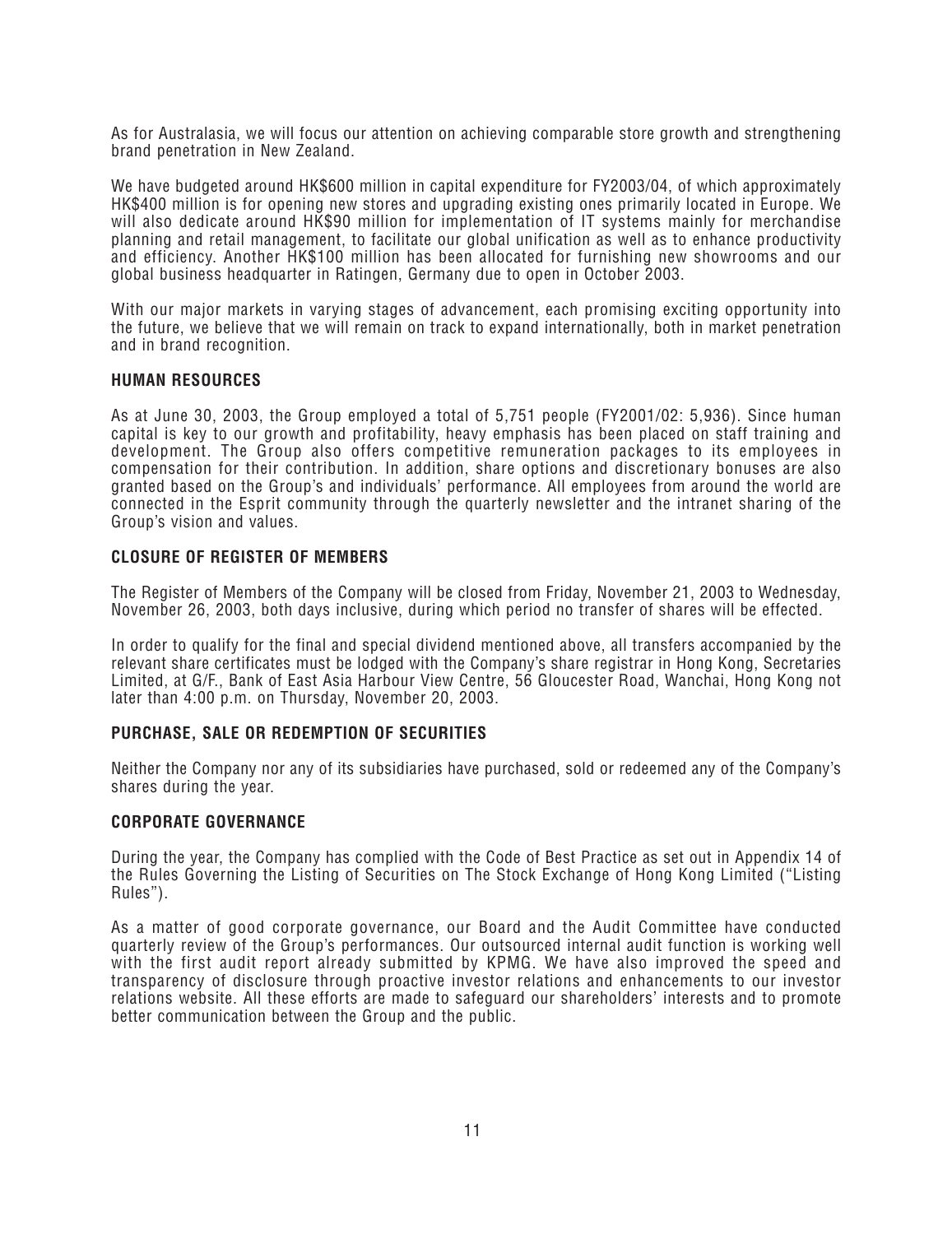As for Australasia, we will focus our attention on achieving comparable store growth and strengthening brand penetration in New Zealand.

We have budgeted around HK$600 million in capital expenditure for FY2003/04, of which approximately HK$400 million is for opening new stores and upgrading existing ones primarily located in Europe. We will also dedicate around HK$90 million for implementation of IT systems mainly for merchandise planning and retail management, to facilitate our global unification as well as to enhance productivity and efficiency. Another HK$100 million has been allocated for furnishing new showrooms and our global business headquarter in Ratingen, Germany due to open in October 2003.

With our major markets in varying stages of advancement, each promising exciting opportunity into the future, we believe that we will remain on track to expand internationally, both in market penetration and in brand recognition.

## HUMAN RESOURCES

As at June 30, 2003, the Group employed a total of 5,751 people (FY2001/02: 5,936). Since human capital is key to our growth and profitability, heavy emphasis has been placed on staff training and development. The Group also offers competitive remuneration packages to its employees in compensation for their contribution. In addition, share options and discretionary bonuses are also granted based on the Group's and individuals' performance. All employees from around the world are connected in the Esprit community through the quarterly newsletter and the intranet sharing of the Group's vision and values.

## CLOSURE OF REGISTER OF MEMBERS

The Register of Members of the Company will be closed from Friday, November 21, 2003 to Wednesday, November 26, 2003, both days inclusive, during which period no transfer of shares will be effected.

In order to qualify for the final and special dividend mentioned above, all transfers accompanied by the relevant share certificates must be lodged with the Company's share registrar in Hong Kong, Secretaries Limited, at G/F., Bank of East Asia Harbour View Centre, 56 Gloucester Road, Wanchai, Hong Kong not later than 4:00 p.m. on Thursday, November 20, 2003.

## PURCHASE, SALE OR REDEMPTION OF SECURITIES

Neither the Company nor any of its subsidiaries have purchased, sold or redeemed any of the Company's shares during the year.

## CORPORATE GOVERNANCE

During the year, the Company has complied with the Code of Best Practice as set out in Appendix 14 of the Rules Governing the Listing of Securities on The Stock Exchange of Hong Kong Limited ("Listing Rules").

As a matter of good corporate governance, our Board and the Audit Committee have conducted quarterly review of the Group's performances. Our outsourced internal audit function is working well with the first audit report already submitted by KPMG. We have also improved the speed and transparency of disclosure through proactive investor relations and enhancements to our investor relations website. All these efforts are made to safeguard our shareholders' interests and to promote better communication between the Group and the public.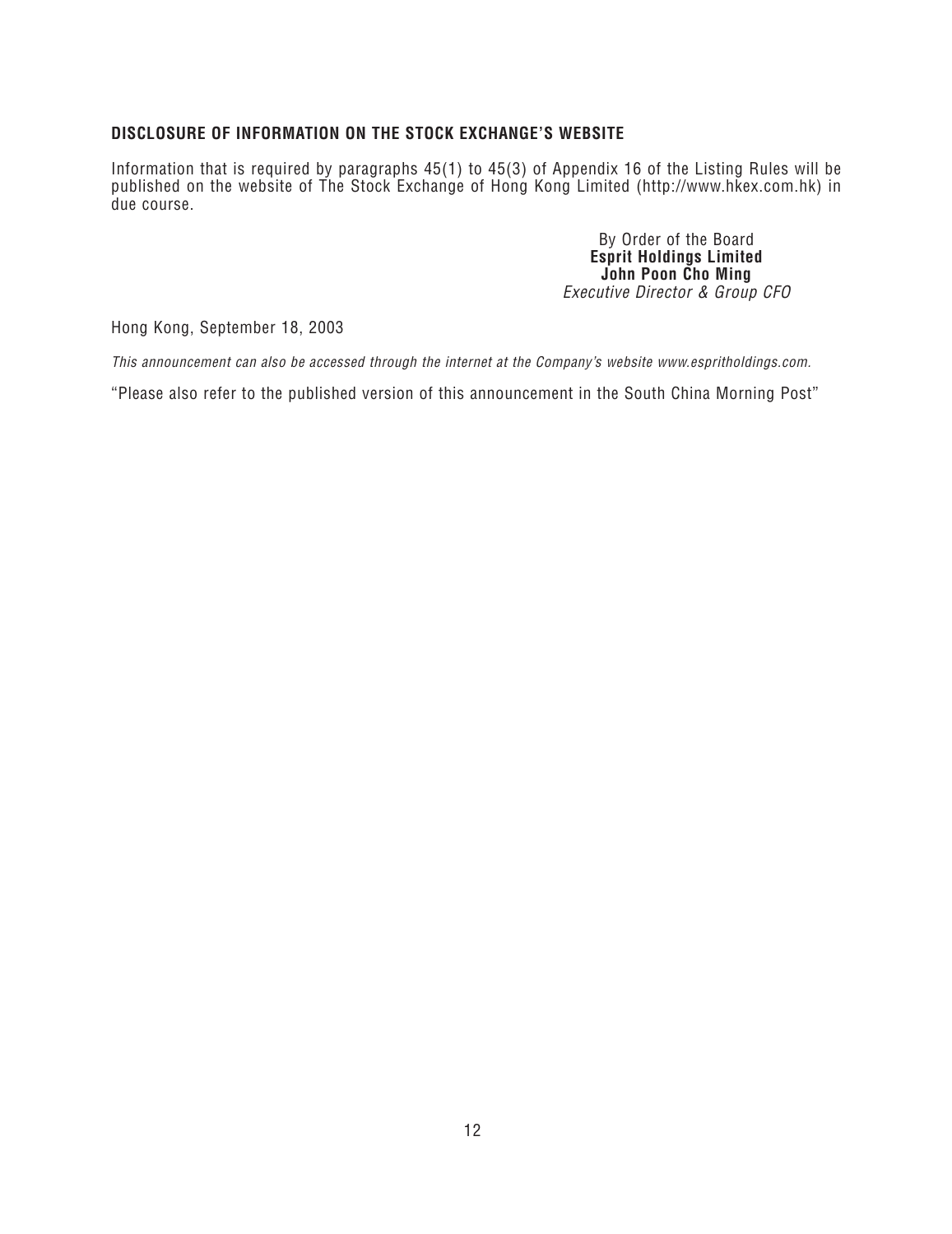## DISCLOSURE OF INFORMATION ON THE STOCK EXCHANGE'S WEBSITE

Information that is required by paragraphs 45(1) to 45(3) of Appendix 16 of the Listing Rules will be published on the website of The Stock Exchange of Hong Kong Limited (http://www.hkex.com.hk) in due course.

By Order of the Board
**Esprit Holdings Limited**
**John Poon Cho Ming**
*Executive Director & Group CFO*

Hong Kong, September 18, 2003

*This announcement can also be accessed through the internet at the Company's website www.espritholdings.com.*

"Please also refer to the published version of this announcement in the South China Morning Post"